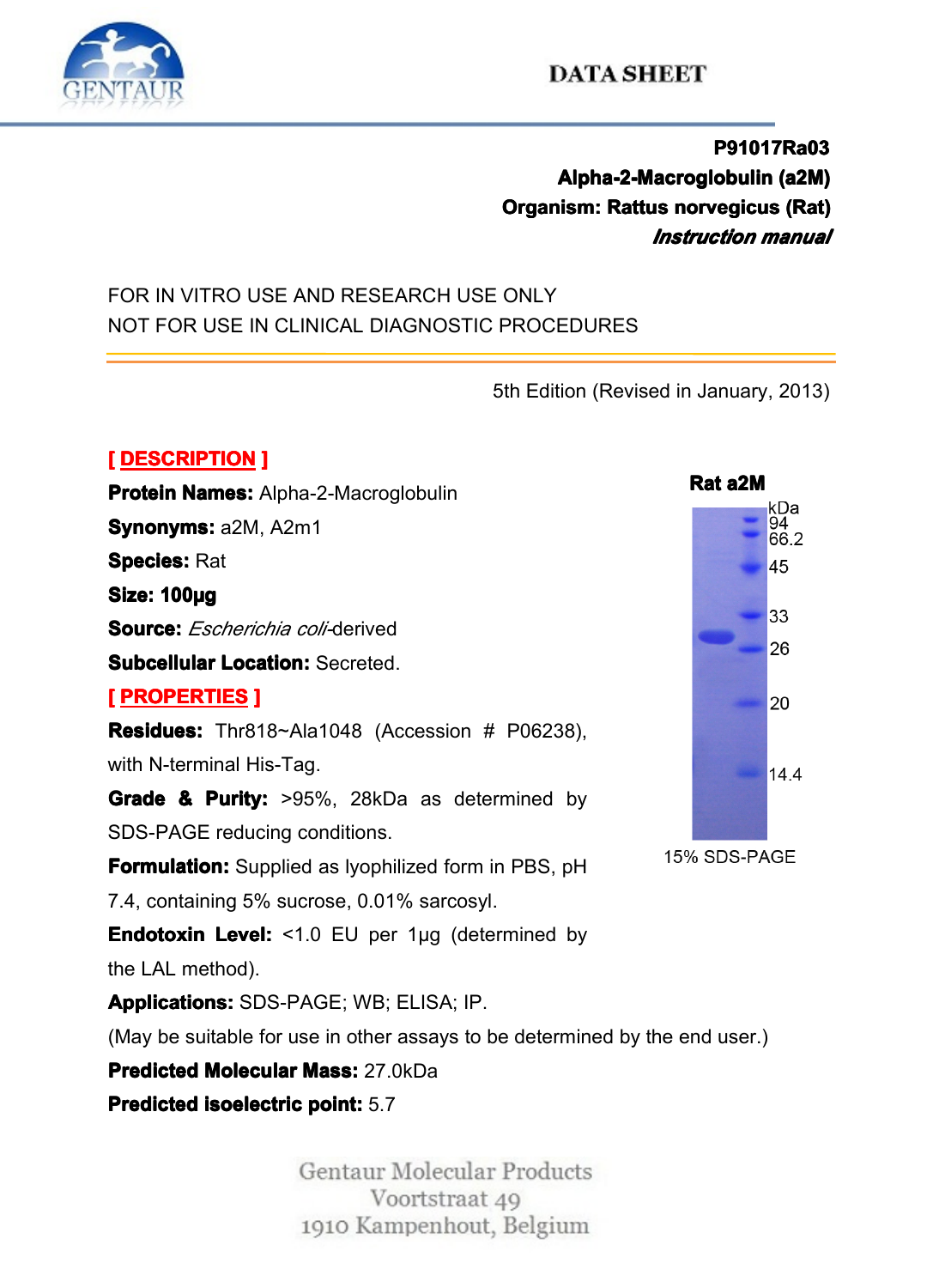DATA SHEET

**P91017Ra03**
**Alpha-2-Macroglobulin (a2M)**
**Organism: Rattus norvegicus (Rat)**
***Instruction manual***

FOR IN VITRO USE AND RESEARCH USE ONLY
NOT FOR USE IN CLINICAL DIAGNOSTIC PROCEDURES

5th Edition (Revised in January, 2013)

## [ DESCRIPTION ]

**Protein Names:** Alpha-2-Macroglobulin

**Synonyms:** a2M, A2m1

**Species:** Rat

**Size: 100µg**

**Source:** *Escherichia coli*-derived

**Subcellular Location:** Secreted.

## [ PROPERTIES ]

**Residues:** Thr818~Ala1048 (Accession # P06238), with N-terminal His-Tag.

**Grade & Purity:** >95%, 28kDa as determined by SDS-PAGE reducing conditions.

**Formulation:** Supplied as lyophilized form in PBS, pH 7.4, containing 5% sucrose, 0.01% sarcosyl.

**Endotoxin Level:** <1.0 EU per 1µg (determined by the LAL method).

**Applications:** SDS-PAGE; WB; ELISA; IP.

(May be suitable for use in other assays to be determined by the end user.)

**Predicted Molecular Mass:** 27.0kDa

**Predicted isoelectric point:** 5.7

**Rat a2M**

kDa: 94, 66.2, 45, 33, 26, 20, 14.4

15% SDS-PAGE

Gentaur Molecular Products
Voortstraat 49
1910 Kampenhout, Belgium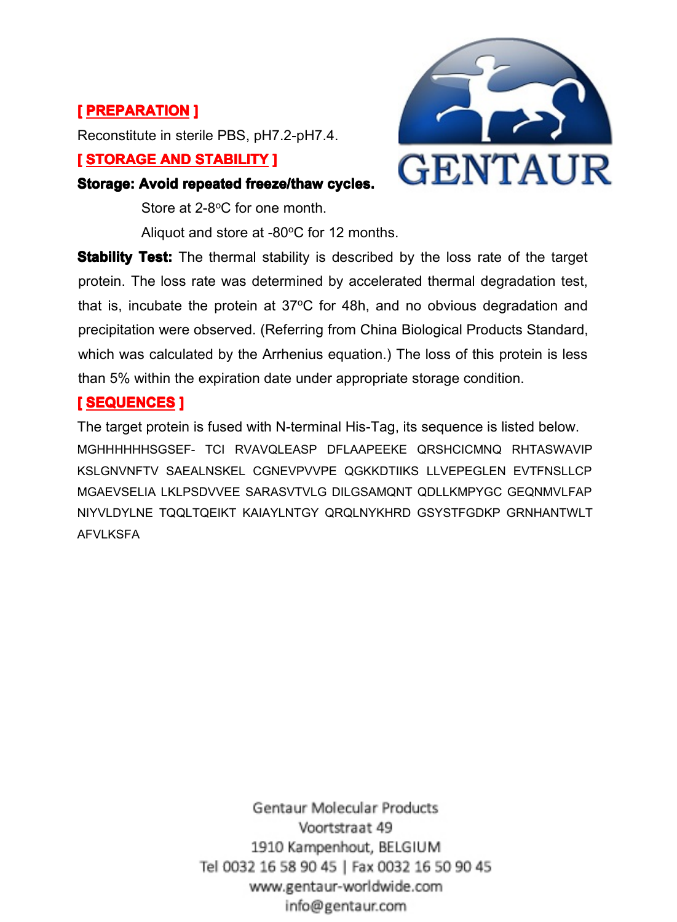**[ PREPARATION ]**

Reconstitute in sterile PBS, pH7.2-pH7.4.

**[ STORAGE AND STABILITY ]**

**Storage: Avoid repeated freeze/thaw cycles.**

Store at 2-8$^{o}$C for one month.

Aliquot and store at -80$^{o}$C for 12 months.

**Stability Test:** The thermal stability is described by the loss rate of the target protein. The loss rate was determined by accelerated thermal degradation test, that is, incubate the protein at 37$^{o}$C for 48h, and no obvious degradation and precipitation were observed. (Referring from China Biological Products Standard, which was calculated by the Arrhenius equation.) The loss of this protein is less than 5% within the expiration date under appropriate storage condition.

**[ SEQUENCES ]**

The target protein is fused with N-terminal His-Tag, its sequence is listed below.

MGHHHHHHSGSEF- TCI RVAVQLEASP DFLAAPEEKE QRSHCICMNQ RHTASWAVIP KSLGNVNFTV SAEALNSKEL CGNEVPVVPE QGKKDTIIKS LLVEPEGLEN EVTFNSLLCP MGAEVSELIA LKLPSDVVEE SARASVTVLG DILGSAMQNT QDLLKMPYGC GEQNMVLFAP NIYVLDYLNE TQQLTQEIKT KAIAYLNTGY QRQLNYKHRD GSYSTFGDKP GRNHANTWLT AFVLKSFA

Gentaur Molecular Products
Voortstraat 49
1910 Kampenhout, BELGIUM
Tel 0032 16 58 90 45 | Fax 0032 16 50 90 45
www.gentaur-worldwide.com
info@gentaur.com